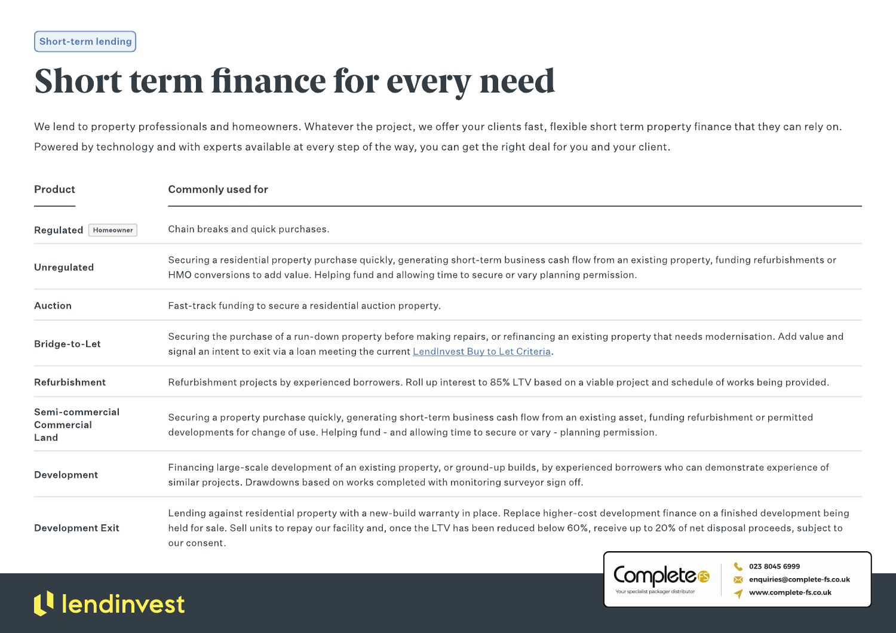Short-term lending

# Short term finance for every need

We lend to property professionals and homeowners. Whatever the project, we offer your clients fast, flexible short term property finance that they can rely on. Powered by technology and with experts available at every step of the way, you can get the right deal for you and your client.

| Product | Commonly used for |
|---|---|
| Regulated (Homeowner) | Chain breaks and quick purchases. |
| Unregulated | Securing a residential property purchase quickly, generating short-term business cash flow from an existing property, funding refurbishments or HMO conversions to add value. Helping fund and allowing time to secure or vary planning permission. |
| Auction | Fast-track funding to secure a residential auction property. |
| Bridge-to-Let | Securing the purchase of a run-down property before making repairs, or refinancing an existing property that needs modernisation. Add value and signal an intent to exit via a loan meeting the current LendInvest Buy to Let Criteria. |
| Refurbishment | Refurbishment projects by experienced borrowers. Roll up interest to 85% LTV based on a viable project and schedule of works being provided. |
| Semi-commercial Commercial Land | Securing a property purchase quickly, generating short-term business cash flow from an existing asset, funding refurbishment or permitted developments for change of use. Helping fund - and allowing time to secure or vary - planning permission. |
| Development | Financing large-scale development of an existing property, or ground-up builds, by experienced borrowers who can demonstrate experience of similar projects. Drawdowns based on works completed with monitoring surveyor sign off. |
| Development Exit | Lending against residential property with a new-build warranty in place. Replace higher-cost development finance on a finished development being held for sale. Sell units to repay our facility and, once the LTV has been reduced below 60%, receive up to 20% of net disposal proceeds, subject to our consent. |

Complete FS – Your specialist packager distributor
023 8045 6999
enquiries@complete-fs.co.uk
www.complete-fs.co.uk

lendinvest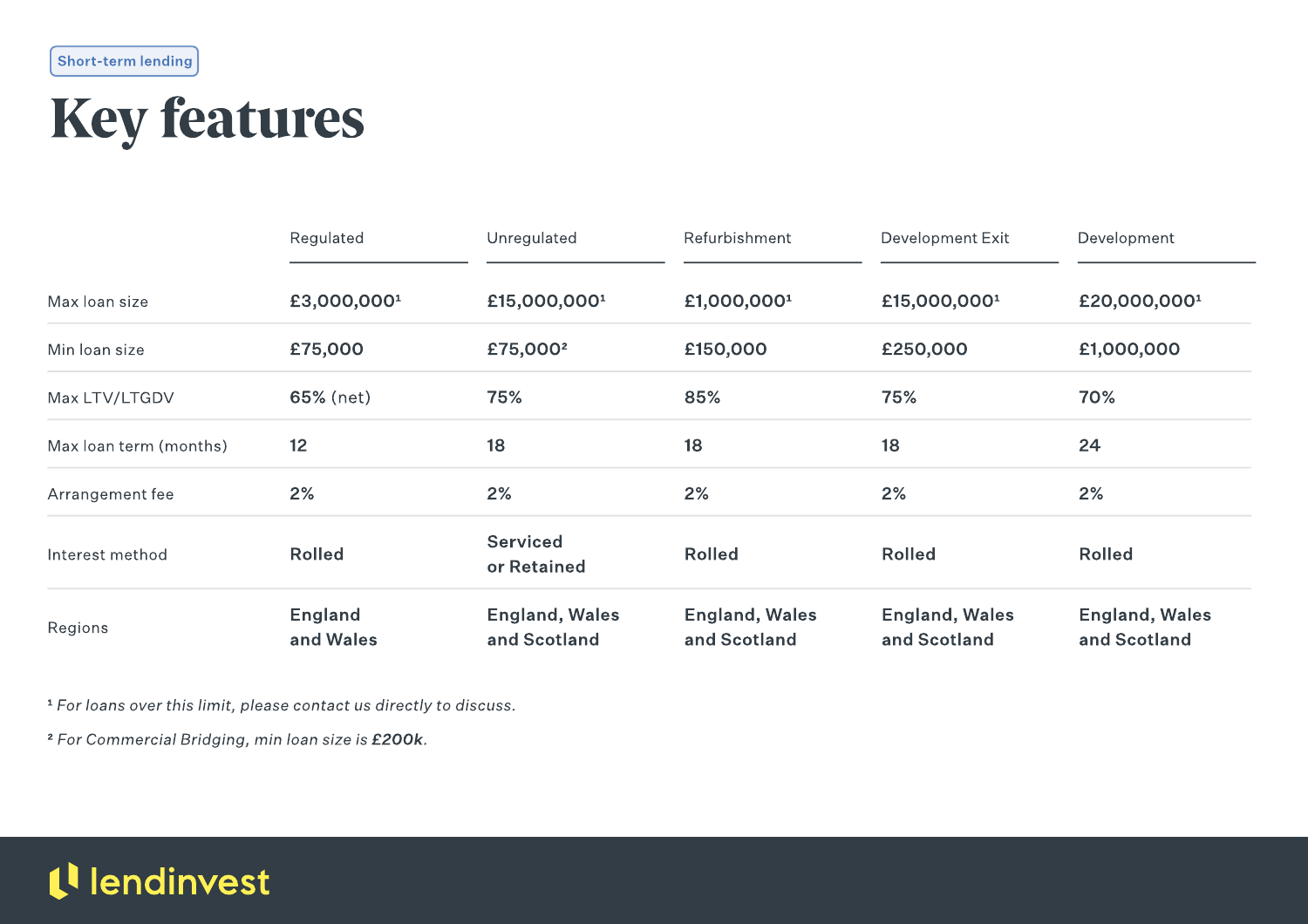Short-term lending

# Key features

| | Regulated | Unregulated | Refurbishment | Development Exit | Development |
|---|---|---|---|---|---|
| Max loan size | £3,000,000[1] | £15,000,000[1] | £1,000,000[1] | £15,000,000[1] | £20,000,000[1] |
| Min loan size | £75,000 | £75,000[2] | £150,000 | £250,000 | £1,000,000 |
| Max LTV/LTGDV | 65% (net) | 75% | 85% | 75% | 70% |
| Max loan term (months) | 12 | 18 | 18 | 18 | 24 |
| Arrangement fee | 2% | 2% | 2% | 2% | 2% |
| Interest method | Rolled | Serviced or Retained | Rolled | Rolled | Rolled |
| Regions | England and Wales | England, Wales and Scotland | England, Wales and Scotland | England, Wales and Scotland | England, Wales and Scotland |

[1] *For loans over this limit, please contact us directly to discuss.*

[2] *For Commercial Bridging, min loan size is **£200k**.*

lendinvest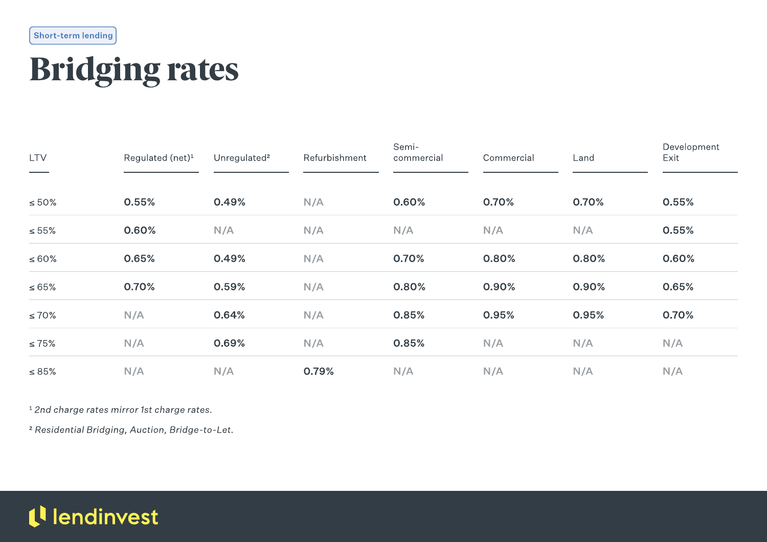Short-term lending

# Bridging rates

| LTV | Regulated (net)[1] | Unregulated[2] | Refurbishment | Semi-commercial | Commercial | Land | Development Exit |
|---|---|---|---|---|---|---|---|
| ≤ 50% | **0.55%** | **0.49%** | N/A | **0.60%** | **0.70%** | **0.70%** | **0.55%** |
| ≤ 55% | **0.60%** | N/A | N/A | N/A | N/A | N/A | **0.55%** |
| ≤ 60% | **0.65%** | **0.49%** | N/A | **0.70%** | **0.80%** | **0.80%** | **0.60%** |
| ≤ 65% | **0.70%** | **0.59%** | N/A | **0.80%** | **0.90%** | **0.90%** | **0.65%** |
| ≤ 70% | N/A | **0.64%** | N/A | **0.85%** | **0.95%** | **0.95%** | **0.70%** |
| ≤ 75% | N/A | **0.69%** | N/A | **0.85%** | N/A | N/A | N/A |
| ≤ 85% | N/A | N/A | **0.79%** | N/A | N/A | N/A | N/A |

[1] *2nd charge rates mirror 1st charge rates.*

[2] *Residential Bridging, Auction, Bridge-to-Let.*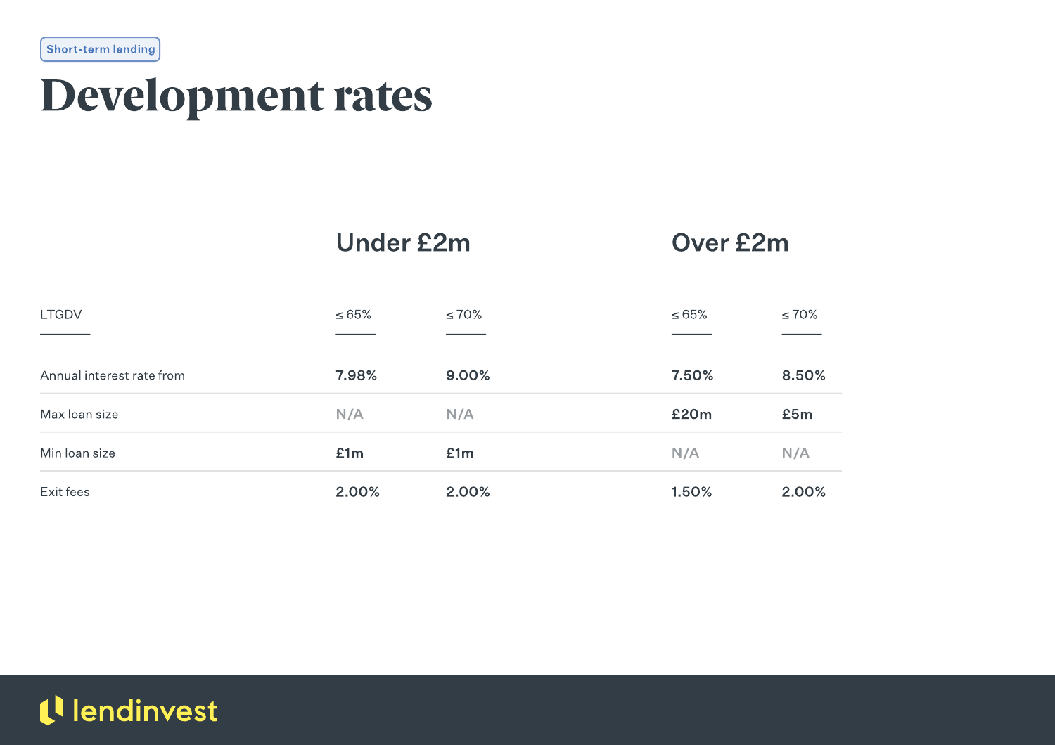Short-term lending

# Development rates

| | Under £2m | | Over £2m | |
|---|---|---|---|---|
| LTGDV | ≤ 65% | ≤ 70% | ≤ 65% | ≤ 70% |
| Annual interest rate from | **7.98%** | **9.00%** | **7.50%** | **8.50%** |
| Max loan size | N/A | N/A | **£20m** | **£5m** |
| Min loan size | **£1m** | **£1m** | N/A | N/A |
| Exit fees | **2.00%** | **2.00%** | **1.50%** | **2.00%** |

lendinvest